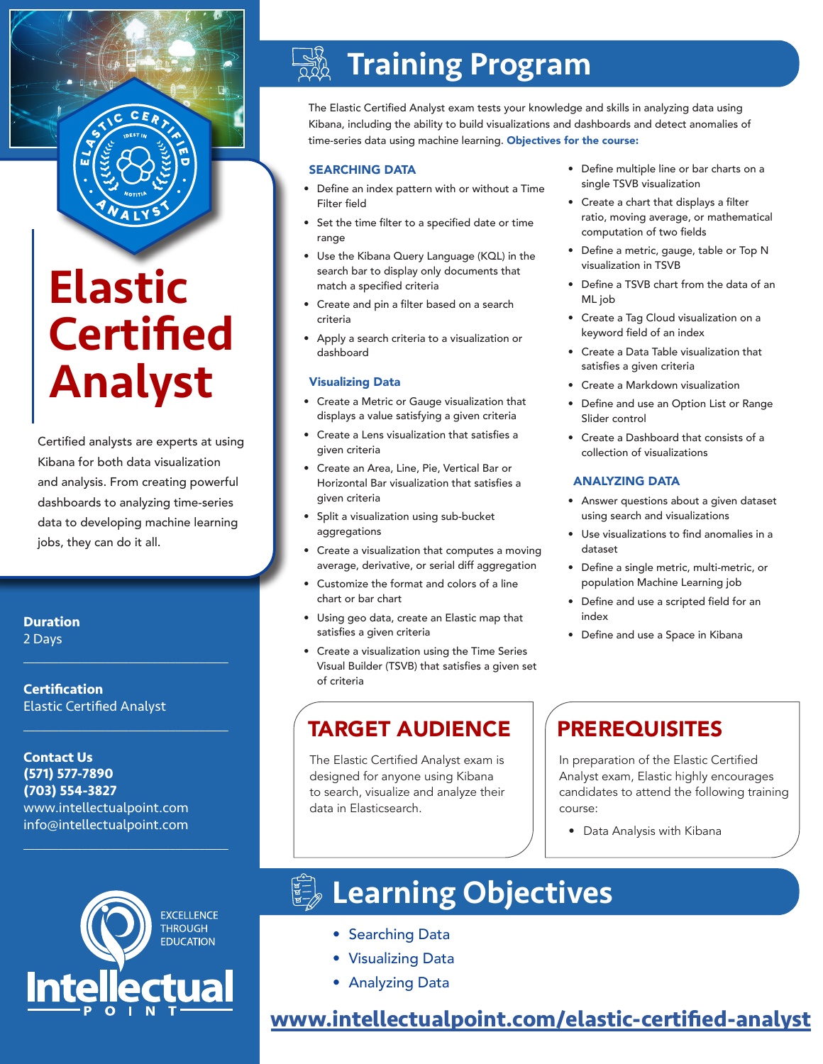# Elastic Certified Analyst

Certified analysts are experts at using Kibana for both data visualization and analysis. From creating powerful dashboards to analyzing time-series data to developing machine learning jobs, they can do it all.

**Duration**
2 Days

**Certification**
Elastic Certified Analyst

**Contact Us**
**(571) 577-7890**
**(703) 554-3827**
www.intellectualpoint.com
info@intellectualpoint.com

EXCELLENCE THROUGH EDUCATION

Intellectual POINT

# Training Program

The Elastic Certified Analyst exam tests your knowledge and skills in analyzing data using Kibana, including the ability to build visualizations and dashboards and detect anomalies of time-series data using machine learning. **Objectives for the course:**

### SEARCHING DATA

- Define an index pattern with or without a Time Filter field
- Set the time filter to a specified date or time range
- Use the Kibana Query Language (KQL) in the search bar to display only documents that match a specified criteria
- Create and pin a filter based on a search criteria
- Apply a search criteria to a visualization or dashboard

### Visualizing Data

- Create a Metric or Gauge visualization that displays a value satisfying a given criteria
- Create a Lens visualization that satisfies a given criteria
- Create an Area, Line, Pie, Vertical Bar or Horizontal Bar visualization that satisfies a given criteria
- Split a visualization using sub-bucket aggregations
- Create a visualization that computes a moving average, derivative, or serial diff aggregation
- Customize the format and colors of a line chart or bar chart
- Using geo data, create an Elastic map that satisfies a given criteria
- Create a visualization using the Time Series Visual Builder (TSVB) that satisfies a given set of criteria
- Define multiple line or bar charts on a single TSVB visualization
- Create a chart that displays a filter ratio, moving average, or mathematical computation of two fields
- Define a metric, gauge, table or Top N visualization in TSVB
- Define a TSVB chart from the data of an ML job
- Create a Tag Cloud visualization on a keyword field of an index
- Create a Data Table visualization that satisfies a given criteria
- Create a Markdown visualization
- Define and use an Option List or Range Slider control
- Create a Dashboard that consists of a collection of visualizations

### ANALYZING DATA

- Answer questions about a given dataset using search and visualizations
- Use visualizations to find anomalies in a dataset
- Define a single metric, multi-metric, or population Machine Learning job
- Define and use a scripted field for an index
- Define and use a Space in Kibana

## TARGET AUDIENCE

The Elastic Certified Analyst exam is designed for anyone using Kibana to search, visualize and analyze their data in Elasticsearch.

## PREREQUISITES

In preparation of the Elastic Certified Analyst exam, Elastic highly encourages candidates to attend the following training course:

- Data Analysis with Kibana

# Learning Objectives

- Searching Data
- Visualizing Data
- Analyzing Data

**www.intellectualpoint.com/elastic-certified-analyst**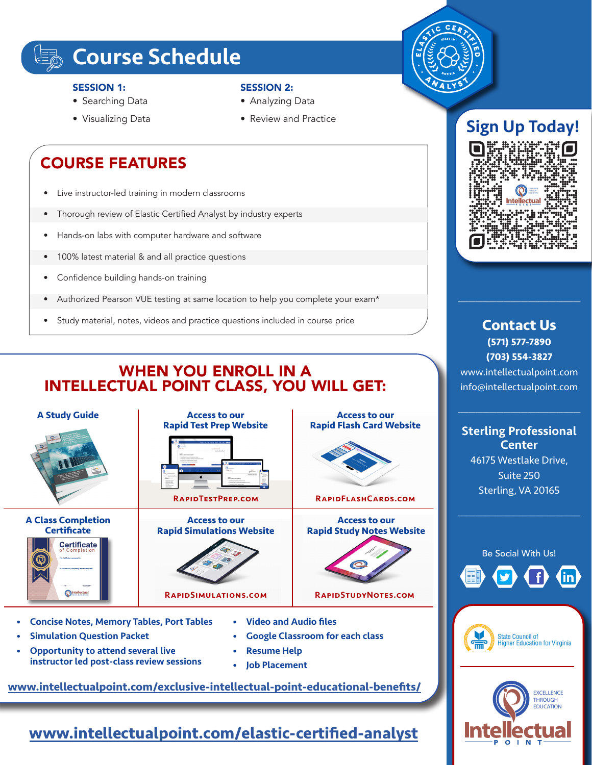# Course Schedule

**SESSION 1:**
- Searching Data
- Visualizing Data

**SESSION 2:**
- Analyzing Data
- Review and Practice

## COURSE FEATURES

- Live instructor-led training in modern classrooms
- Thorough review of Elastic Certified Analyst by industry experts
- Hands-on labs with computer hardware and software
- 100% latest material & and all practice questions
- Confidence building hands-on training
- Authorized Pearson VUE testing at same location to help you complete your exam*
- Study material, notes, videos and practice questions included in course price

## WHEN YOU ENROLL IN A INTELLECTUAL POINT CLASS, YOU WILL GET:

| | | |
|---|---|---|
| **A Study Guide** | **Access to our Rapid Test Prep Website** RAPIDTESTPREP.COM | **Access to our Rapid Flash Card Website** RAPIDFLASHCARDS.COM |
| **A Class Completion Certificate** | **Access to our Rapid Simulations Website** RAPIDSIMULATIONS.COM | **Access to our Rapid Study Notes Website** RAPIDSTUDYNOTES.COM |

- **Concise Notes, Memory Tables, Port Tables**
- **Simulation Question Packet**
- **Opportunity to attend several live instructor led post-class review sessions**
- **Video and Audio files**
- **Google Classroom for each class**
- **Resume Help**
- **Job Placement**

www.intellectualpoint.com/exclusive-intellectual-point-educational-benefits/

www.intellectualpoint.com/elastic-certified-analyst

## Sign Up Today!

## Contact Us

**(571) 577-7890**
**(703) 554-3827**
www.intellectualpoint.com
info@intellectualpoint.com

## Sterling Professional Center

46175 Westlake Drive,
Suite 250
Sterling, VA 20165

Be Social With Us!

State Council of Higher Education for Virginia

Intellectual Point — Excellence Through Education